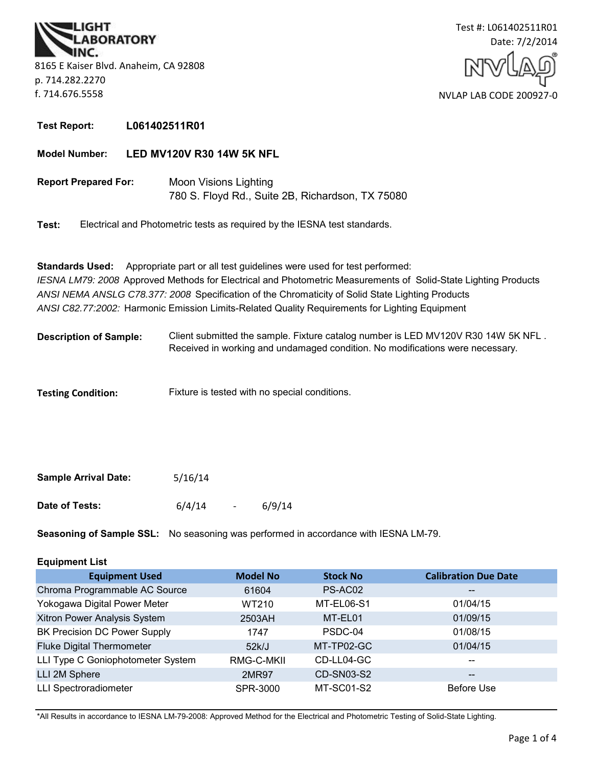LIGHT LABORATORY INC.

8165 E Kaiser Blvd. Anaheim, CA 92808
p. 714.282.2270
f. 714.676.5558

Test #: L061402511R01
Date: 7/2/2014

NVLAP LAB CODE 200927-0

**Test Report:** **L061402511R01**

**Model Number:** **LED MV120V R30 14W 5K NFL**

**Report Prepared For:** Moon Visions Lighting
780 S. Floyd Rd., Suite 2B, Richardson, TX 75080

**Test:** Electrical and Photometric tests as required by the IESNA test standards.

**Standards Used:** Appropriate part or all test guidelines were used for test performed:
*IESNA LM79: 2008* Approved Methods for Electrical and Photometric Measurements of Solid-State Lighting Products
*ANSI NEMA ANSLG C78.377: 2008* Specification of the Chromaticity of Solid State Lighting Products
*ANSI C82.77:2002:* Harmonic Emission Limits-Related Quality Requirements for Lighting Equipment

**Description of Sample:** Client submitted the sample. Fixture catalog number is LED MV120V R30 14W 5K NFL . Received in working and undamaged condition. No modifications were necessary.

**Testing Condition:** Fixture is tested with no special conditions.

**Sample Arrival Date:** 5/16/14

**Date of Tests:** 6/4/14 - 6/9/14

**Seasoning of Sample SSL:** No seasoning was performed in accordance with IESNA LM-79.

**Equipment List**

| Equipment Used | Model No | Stock No | Calibration Due Date |
|---|---|---|---|
| Chroma Programmable AC Source | 61604 | PS-AC02 | -- |
| Yokogawa Digital Power Meter | WT210 | MT-EL06-S1 | 01/04/15 |
| Xitron Power Analysis System | 2503AH | MT-EL01 | 01/09/15 |
| BK Precision DC Power Supply | 1747 | PSDC-04 | 01/08/15 |
| Fluke Digital Thermometer | 52k/J | MT-TP02-GC | 01/04/15 |
| LLI Type C Goniophotometer System | RMG-C-MKII | CD-LL04-GC | -- |
| LLI 2M Sphere | 2MR97 | CD-SN03-S2 | -- |
| LLI Spectroradiometer | SPR-3000 | MT-SC01-S2 | Before Use |

*All Results in accordance to IESNA LM-79-2008: Approved Method for the Electrical and Photometric Testing of Solid-State Lighting.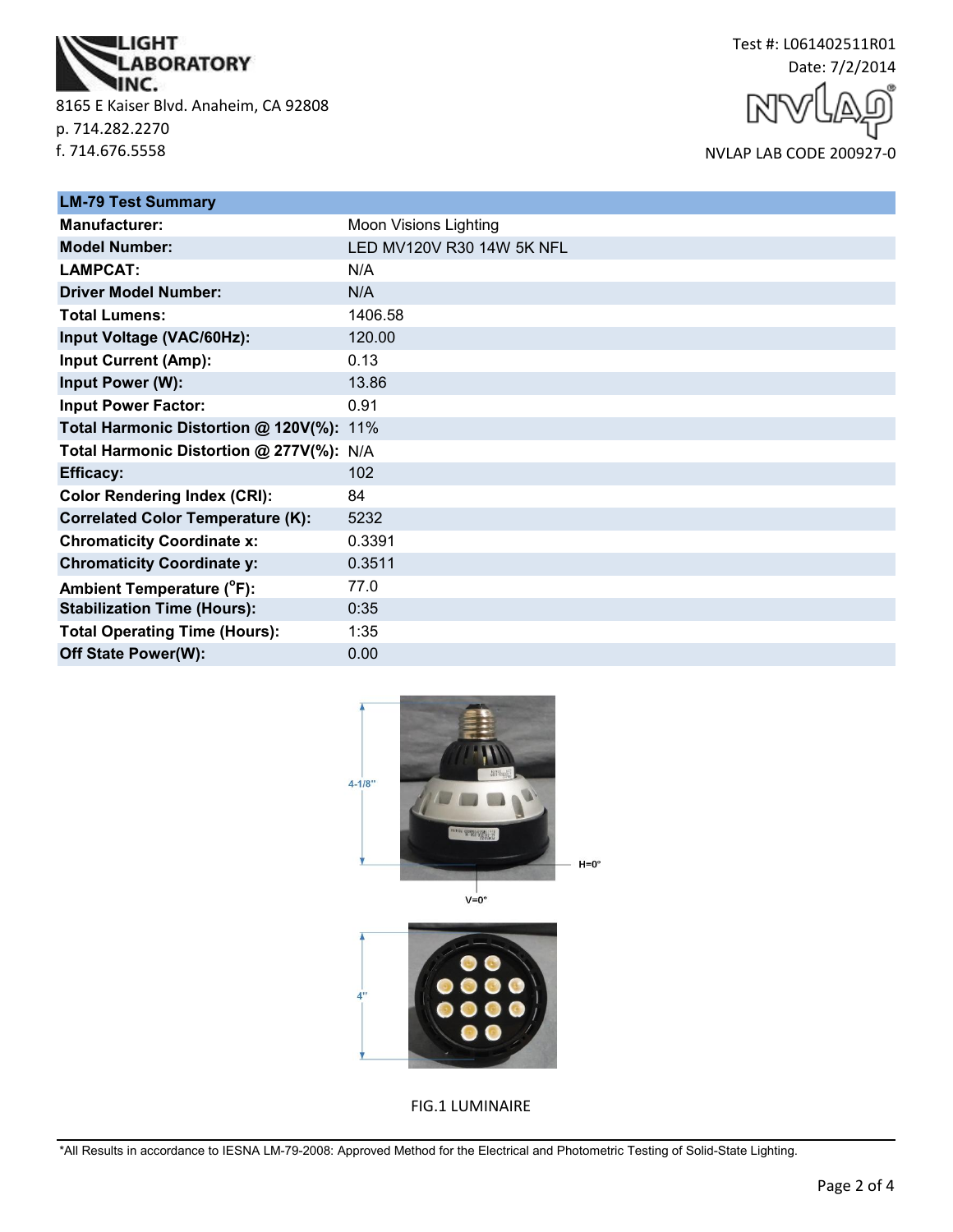LIGHT LABORATORY INC.
8165 E Kaiser Blvd. Anaheim, CA 92808
p. 714.282.2270
f. 714.676.5558

Test #: L061402511R01
Date: 7/2/2014

NVLAP LAB CODE 200927-0

| LM-79 Test Summary | |
|---|---|
| **Manufacturer:** | Moon Visions Lighting |
| **Model Number:** | LED MV120V R30 14W 5K NFL |
| **LAMPCAT:** | N/A |
| **Driver Model Number:** | N/A |
| **Total Lumens:** | 1406.58 |
| **Input Voltage (VAC/60Hz):** | 120.00 |
| **Input Current (Amp):** | 0.13 |
| **Input Power (W):** | 13.86 |
| **Input Power Factor:** | 0.91 |
| **Total Harmonic Distortion @ 120V(%):** | 11% |
| **Total Harmonic Distortion @ 277V(%):** | N/A |
| **Efficacy:** | 102 |
| **Color Rendering Index (CRI):** | 84 |
| **Correlated Color Temperature (K):** | 5232 |
| **Chromaticity Coordinate x:** | 0.3391 |
| **Chromaticity Coordinate y:** | 0.3511 |
| **Ambient Temperature (°F):** | 77.0 |
| **Stabilization Time (Hours):** | 0:35 |
| **Total Operating Time (Hours):** | 1:35 |
| **Off State Power(W):** | 0.00 |

4-1/8"

H=0°

V=0°

4"

FIG.1 LUMINAIRE

*All Results in accordance to IESNA LM-79-2008: Approved Method for the Electrical and Photometric Testing of Solid-State Lighting.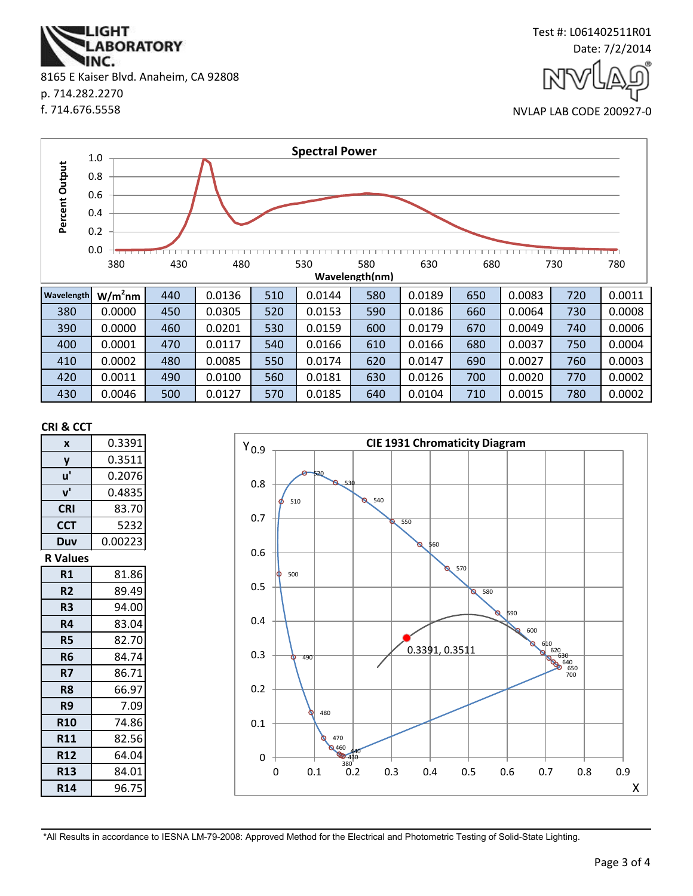LIGHT LABORATORY INC.

8165 E Kaiser Blvd. Anaheim, CA 92808

p. 714.282.2270

f. 714.676.5558

Test #: L061402511R01

Date: 7/2/2014

NVLAP LAB CODE 200927-0

## Spectral Power

| Wavelength | W/m²nm | Wavelength | W/m²nm | Wavelength | W/m²nm | Wavelength | W/m²nm | Wavelength | W/m²nm | Wavelength | W/m²nm |
|---|---|---|---|---|---|---|---|---|---|---|---|
| | | 440 | 0.0136 | 510 | 0.0144 | 580 | 0.0189 | 650 | 0.0083 | 720 | 0.0011 |
| 380 | 0.0000 | 450 | 0.0305 | 520 | 0.0153 | 590 | 0.0186 | 660 | 0.0064 | 730 | 0.0008 |
| 390 | 0.0000 | 460 | 0.0201 | 530 | 0.0159 | 600 | 0.0179 | 670 | 0.0049 | 740 | 0.0006 |
| 400 | 0.0001 | 470 | 0.0117 | 540 | 0.0166 | 610 | 0.0166 | 680 | 0.0037 | 750 | 0.0004 |
| 410 | 0.0002 | 480 | 0.0085 | 550 | 0.0174 | 620 | 0.0147 | 690 | 0.0027 | 760 | 0.0003 |
| 420 | 0.0011 | 490 | 0.0100 | 560 | 0.0181 | 630 | 0.0126 | 700 | 0.0020 | 770 | 0.0002 |
| 430 | 0.0046 | 500 | 0.0127 | 570 | 0.0185 | 640 | 0.0104 | 710 | 0.0015 | 780 | 0.0002 |

### CRI & CCT

| Parameter | Value |
|---|---|
| x | 0.3391 |
| y | 0.3511 |
| u' | 0.2076 |
| v' | 0.4835 |
| CRI | 83.70 |
| CCT | 5232 |
| Duv | 0.00223 |

### R Values

| R | Value |
|---|---|
| R1 | 81.86 |
| R2 | 89.49 |
| R3 | 94.00 |
| R4 | 83.04 |
| R5 | 82.70 |
| R6 | 84.74 |
| R7 | 86.71 |
| R8 | 66.97 |
| R9 | 7.09 |
| R10 | 74.86 |
| R11 | 82.56 |
| R12 | 64.04 |
| R13 | 84.01 |
| R14 | 96.75 |

## CIE 1931 Chromaticity Diagram

0.3391, 0.3511

*All Results in accordance to IESNA LM-79-2008: Approved Method for the Electrical and Photometric Testing of Solid-State Lighting.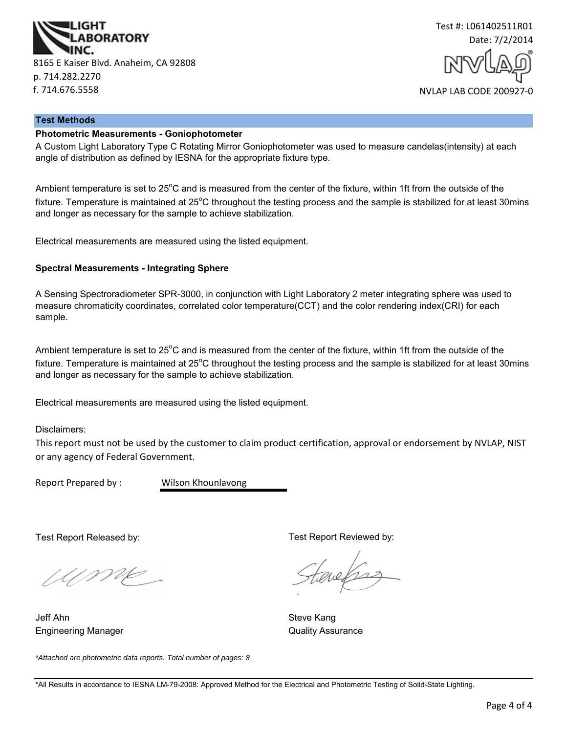LIGHT LABORATORY INC.
8165 E Kaiser Blvd. Anaheim, CA 92808
p. 714.282.2270
f. 714.676.5558

Test #: L061402511R01
Date: 7/2/2014

NVLAP LAB CODE 200927-0

## Test Methods

**Photometric Measurements - Goniophotometer**

A Custom Light Laboratory Type C Rotating Mirror Goniophotometer was used to measure candelas(intensity) at each angle of distribution as defined by IESNA for the appropriate fixture type.

Ambient temperature is set to 25$^{o}$C and is measured from the center of the fixture, within 1ft from the outside of the fixture. Temperature is maintained at 25$^{o}$C throughout the testing process and the sample is stabilized for at least 30mins and longer as necessary for the sample to achieve stabilization.

Electrical measurements are measured using the listed equipment.

**Spectral Measurements - Integrating Sphere**

A Sensing Spectroradiometer SPR-3000, in conjunction with Light Laboratory 2 meter integrating sphere was used to measure chromaticity coordinates, correlated color temperature(CCT) and the color rendering index(CRI) for each sample.

Ambient temperature is set to 25$^{o}$C and is measured from the center of the fixture, within 1ft from the outside of the fixture. Temperature is maintained at 25$^{o}$C throughout the testing process and the sample is stabilized for at least 30mins and longer as necessary for the sample to achieve stabilization.

Electrical measurements are measured using the listed equipment.

Disclaimers:
This report must not be used by the customer to claim product certification, approval or endorsement by NVLAP, NIST or any agency of Federal Government.

Report Prepared by : Wilson Khounlavong

Test Report Released by:

Jeff Ahn
Engineering Manager

Test Report Reviewed by:

Steve Kang
Quality Assurance

*Attached are photometric data reports. Total number of pages: 8*

*All Results in accordance to IESNA LM-79-2008: Approved Method for the Electrical and Photometric Testing of Solid-State Lighting.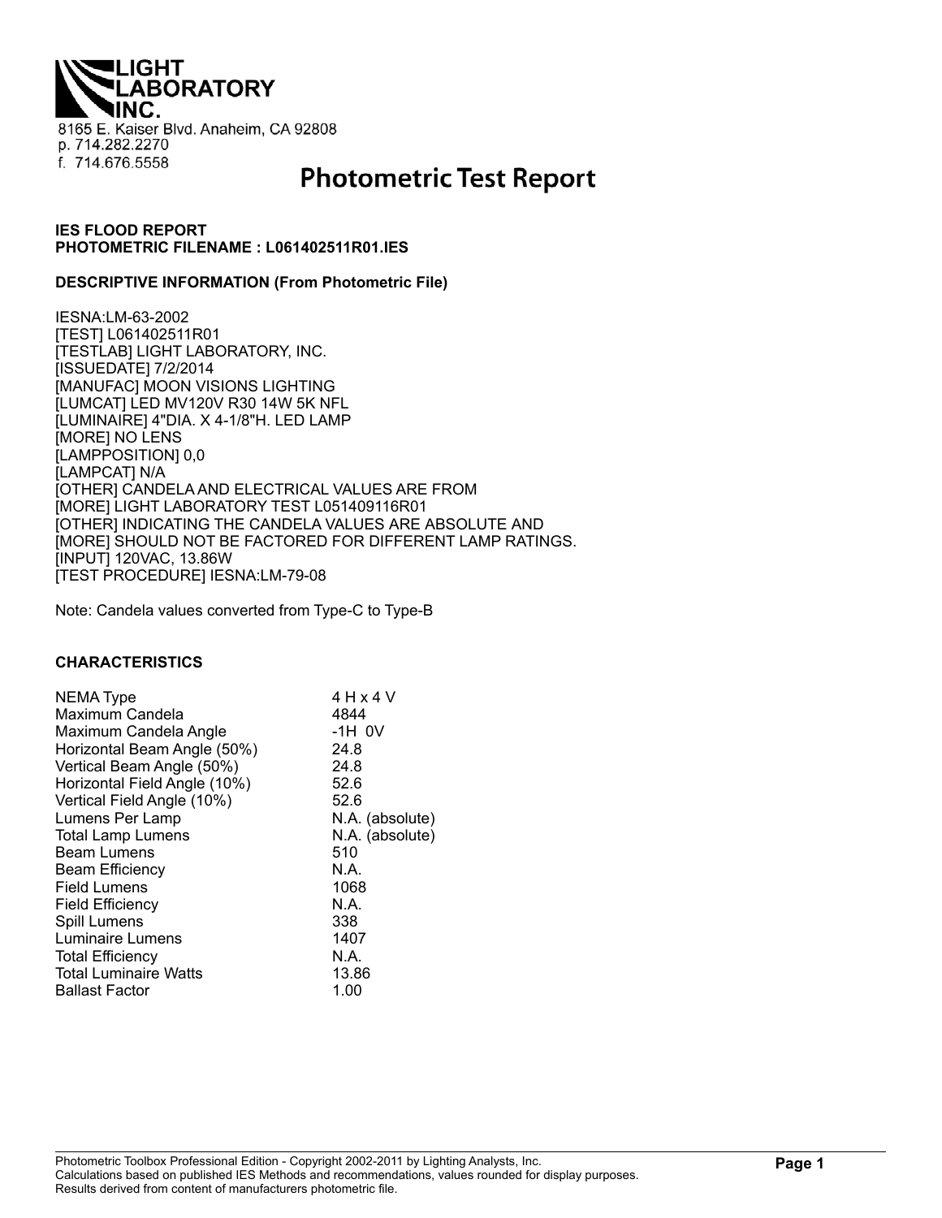LIGHT LABORATORY INC.

8165 E. Kaiser Blvd. Anaheim, CA 92808
p. 714.282.2270
f. 714.676.5558

# Photometric Test Report

**IES FLOOD REPORT**
**PHOTOMETRIC FILENAME : L061402511R01.IES**

**DESCRIPTIVE INFORMATION (From Photometric File)**

IESNA:LM-63-2002
[TEST] L061402511R01
[TESTLAB] LIGHT LABORATORY, INC.
[ISSUEDATE] 7/2/2014
[MANUFAC] MOON VISIONS LIGHTING
[LUMCAT] LED MV120V R30 14W 5K NFL
[LUMINAIRE] 4"DIA. X 4-1/8"H. LED LAMP
[MORE] NO LENS
[LAMPPOSITION] 0,0
[LAMPCAT] N/A
[OTHER] CANDELA AND ELECTRICAL VALUES ARE FROM
[MORE] LIGHT LABORATORY TEST L051409116R01
[OTHER] INDICATING THE CANDELA VALUES ARE ABSOLUTE AND
[MORE] SHOULD NOT BE FACTORED FOR DIFFERENT LAMP RATINGS.
[INPUT] 120VAC, 13.86W
[TEST PROCEDURE] IESNA:LM-79-08

Note: Candela values converted from Type-C to Type-B

**CHARACTERISTICS**

| | |
|---|---|
| NEMA Type | 4 H x 4 V |
| Maximum Candela | 4844 |
| Maximum Candela Angle | -1H 0V |
| Horizontal Beam Angle (50%) | 24.8 |
| Vertical Beam Angle (50%) | 24.8 |
| Horizontal Field Angle (10%) | 52.6 |
| Vertical Field Angle (10%) | 52.6 |
| Lumens Per Lamp | N.A. (absolute) |
| Total Lamp Lumens | N.A. (absolute) |
| Beam Lumens | 510 |
| Beam Efficiency | N.A. |
| Field Lumens | 1068 |
| Field Efficiency | N.A. |
| Spill Lumens | 338 |
| Luminaire Lumens | 1407 |
| Total Efficiency | N.A. |
| Total Luminaire Watts | 13.86 |
| Ballast Factor | 1.00 |

Photometric Toolbox Professional Edition - Copyright 2002-2011 by Lighting Analysts, Inc.
Calculations based on published IES Methods and recommendations, values rounded for display purposes.
Results derived from content of manufacturers photometric file.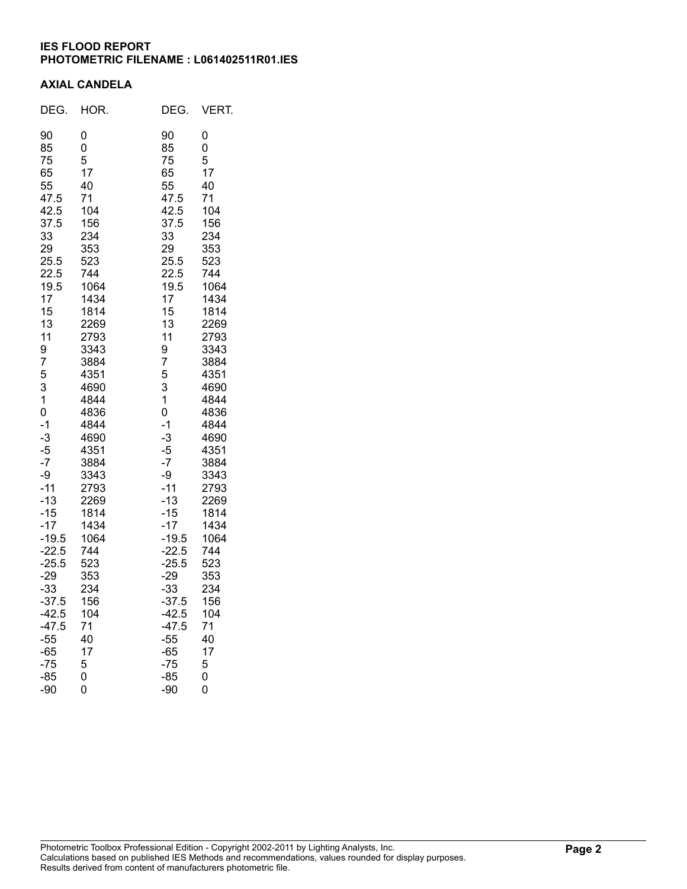**IES FLOOD REPORT**
**PHOTOMETRIC FILENAME : L061402511R01.IES**

**AXIAL CANDELA**

| DEG. | HOR. | DEG. | VERT. |
|---|---|---|---|
| 90 | 0 | 90 | 0 |
| 85 | 0 | 85 | 0 |
| 75 | 5 | 75 | 5 |
| 65 | 17 | 65 | 17 |
| 55 | 40 | 55 | 40 |
| 47.5 | 71 | 47.5 | 71 |
| 42.5 | 104 | 42.5 | 104 |
| 37.5 | 156 | 37.5 | 156 |
| 33 | 234 | 33 | 234 |
| 29 | 353 | 29 | 353 |
| 25.5 | 523 | 25.5 | 523 |
| 22.5 | 744 | 22.5 | 744 |
| 19.5 | 1064 | 19.5 | 1064 |
| 17 | 1434 | 17 | 1434 |
| 15 | 1814 | 15 | 1814 |
| 13 | 2269 | 13 | 2269 |
| 11 | 2793 | 11 | 2793 |
| 9 | 3343 | 9 | 3343 |
| 7 | 3884 | 7 | 3884 |
| 5 | 4351 | 5 | 4351 |
| 3 | 4690 | 3 | 4690 |
| 1 | 4844 | 1 | 4844 |
| 0 | 4836 | 0 | 4836 |
| -1 | 4844 | -1 | 4844 |
| -3 | 4690 | -3 | 4690 |
| -5 | 4351 | -5 | 4351 |
| -7 | 3884 | -7 | 3884 |
| -9 | 3343 | -9 | 3343 |
| -11 | 2793 | -11 | 2793 |
| -13 | 2269 | -13 | 2269 |
| -15 | 1814 | -15 | 1814 |
| -17 | 1434 | -17 | 1434 |
| -19.5 | 1064 | -19.5 | 1064 |
| -22.5 | 744 | -22.5 | 744 |
| -25.5 | 523 | -25.5 | 523 |
| -29 | 353 | -29 | 353 |
| -33 | 234 | -33 | 234 |
| -37.5 | 156 | -37.5 | 156 |
| -42.5 | 104 | -42.5 | 104 |
| -47.5 | 71 | -47.5 | 71 |
| -55 | 40 | -55 | 40 |
| -65 | 17 | -65 | 17 |
| -75 | 5 | -75 | 5 |
| -85 | 0 | -85 | 0 |
| -90 | 0 | -90 | 0 |

Photometric Toolbox Professional Edition - Copyright 2002-2011 by Lighting Analysts, Inc.
Calculations based on published IES Methods and recommendations, values rounded for display purposes.
Results derived from content of manufacturers photometric file.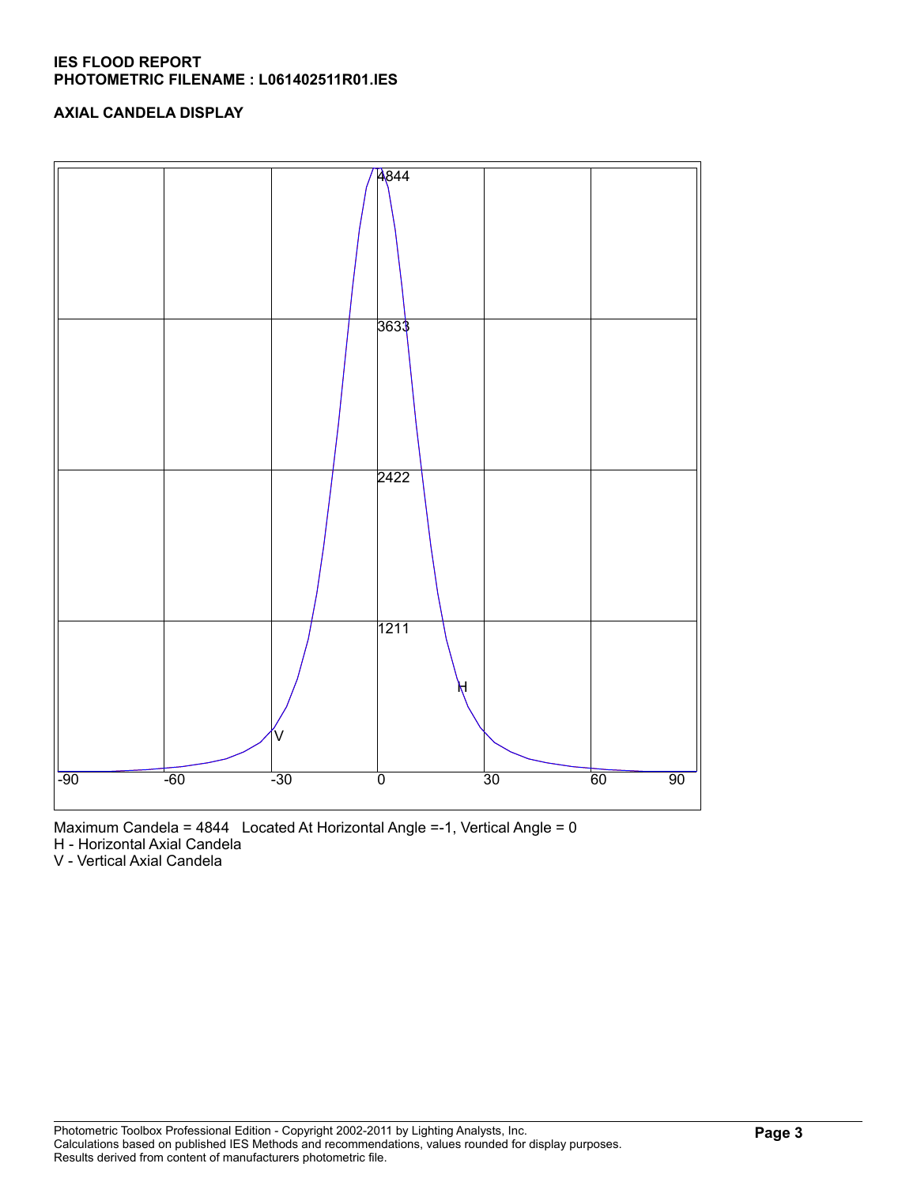**IES FLOOD REPORT**
**PHOTOMETRIC FILENAME : L061402511R01.IES**

**AXIAL CANDELA DISPLAY**

Maximum Candela = 4844   Located At Horizontal Angle =-1, Vertical Angle = 0
H - Horizontal Axial Candela
V - Vertical Axial Candela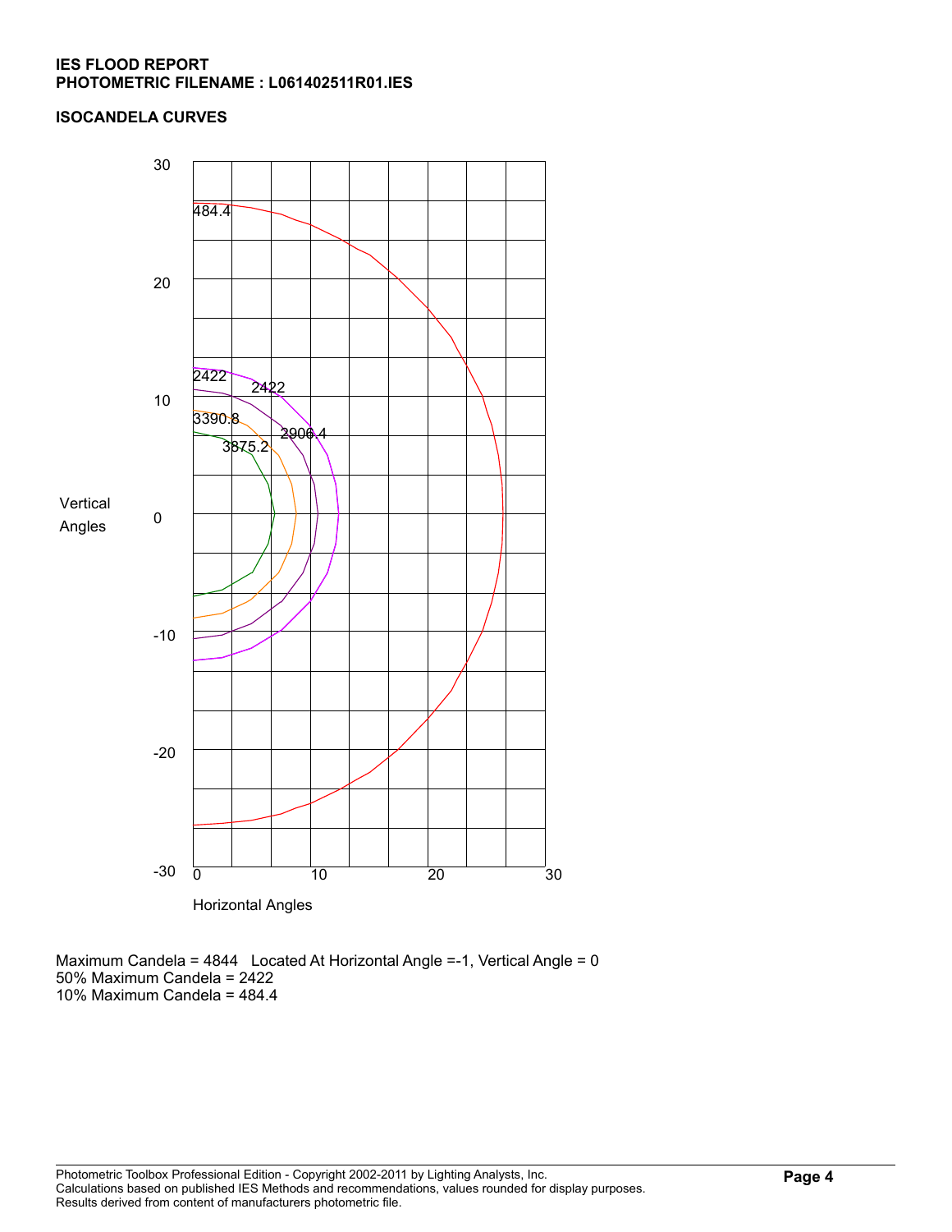**IES FLOOD REPORT**
**PHOTOMETRIC FILENAME : L061402511R01.IES**

**ISOCANDELA CURVES**

30
484.4
20
2422
2422
10
3390.8
2906.4
3875.2
Vertical Angles
0
-10
-20
-30
0
10
20
30
Horizontal Angles

Maximum Candela = 4844   Located At Horizontal Angle =-1, Vertical Angle = 0
50% Maximum Candela = 2422
10% Maximum Candela = 484.4

Photometric Toolbox Professional Edition - Copyright 2002-2011 by Lighting Analysts, Inc.
Calculations based on published IES Methods and recommendations, values rounded for display purposes.
Results derived from content of manufacturers photometric file.